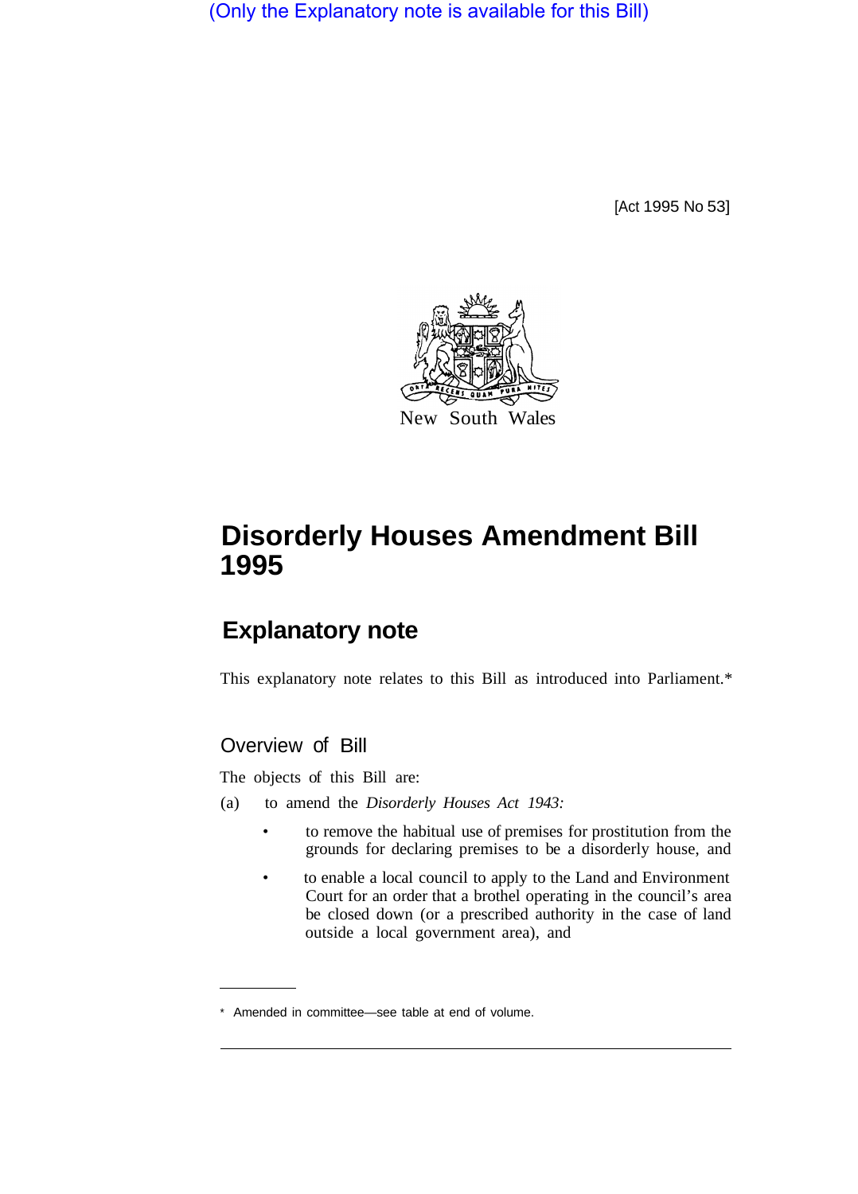(Only the Explanatory note is available for this Bill)

[Act 1995 No 53]

New South Wales

# Disorderly Houses Amendment Bill 1995

## Explanatory note

This explanatory note relates to this Bill as introduced into Parliament.*

### Overview of Bill

The objects of this Bill are:

(a) to amend the *Disorderly Houses Act 1943:*

- to remove the habitual use of premises for prostitution from the grounds for declaring premises to be a disorderly house, and
- to enable a local council to apply to the Land and Environment Court for an order that a brothel operating in the council's area be closed down (or a prescribed authority in the case of land outside a local government area), and

* Amended in committee—see table at end of volume.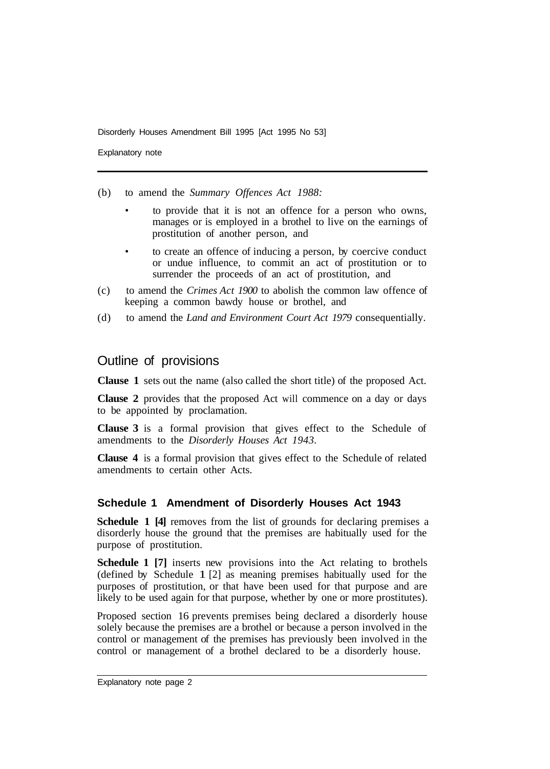(b) to amend the *Summary Offences Act 1988:*

- to provide that it is not an offence for a person who owns, manages or is employed in a brothel to live on the earnings of prostitution of another person, and
- to create an offence of inducing a person, by coercive conduct or undue influence, to commit an act of prostitution or to surrender the proceeds of an act of prostitution, and

(c) to amend the *Crimes Act 1900* to abolish the common law offence of keeping a common bawdy house or brothel, and

(d) to amend the *Land and Environment Court Act 1979* consequentially.

## Outline of provisions

**Clause 1** sets out the name (also called the short title) of the proposed Act.

**Clause 2** provides that the proposed Act will commence on a day or days to be appointed by proclamation.

**Clause 3** is a formal provision that gives effect to the Schedule of amendments to the *Disorderly Houses Act 1943*.

**Clause 4** is a formal provision that gives effect to the Schedule of related amendments to certain other Acts.

### Schedule 1 Amendment of Disorderly Houses Act 1943

**Schedule 1 [4]** removes from the list of grounds for declaring premises a disorderly house the ground that the premises are habitually used for the purpose of prostitution.

**Schedule 1 [7]** inserts new provisions into the Act relating to brothels (defined by Schedule 1 [2] as meaning premises habitually used for the purposes of prostitution, or that have been used for that purpose and are likely to be used again for that purpose, whether by one or more prostitutes).

Proposed section 16 prevents premises being declared a disorderly house solely because the premises are a brothel or because a person involved in the control or management of the premises has previously been involved in the control or management of a brothel declared to be a disorderly house.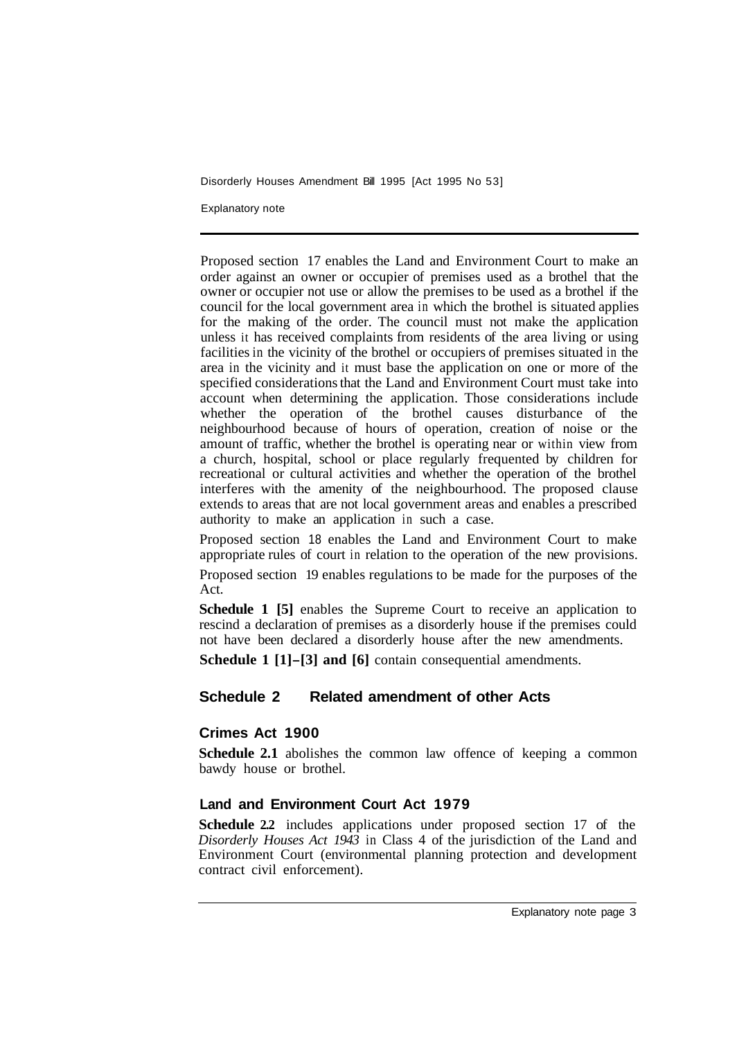Proposed section 17 enables the Land and Environment Court to make an order against an owner or occupier of premises used as a brothel that the owner or occupier not use or allow the premises to be used as a brothel if the council for the local government area in which the brothel is situated applies for the making of the order. The council must not make the application unless it has received complaints from residents of the area living or using facilities in the vicinity of the brothel or occupiers of premises situated in the area in the vicinity and it must base the application on one or more of the specified considerations that the Land and Environment Court must take into account when determining the application. Those considerations include whether the operation of the brothel causes disturbance of the neighbourhood because of hours of operation, creation of noise or the amount of traffic, whether the brothel is operating near or within view from a church, hospital, school or place regularly frequented by children for recreational or cultural activities and whether the operation of the brothel interferes with the amenity of the neighbourhood. The proposed clause extends to areas that are not local government areas and enables a prescribed authority to make an application in such a case.

Proposed section 18 enables the Land and Environment Court to make appropriate rules of court in relation to the operation of the new provisions.

Proposed section 19 enables regulations to be made for the purposes of the Act.

**Schedule 1 [5]** enables the Supreme Court to receive an application to rescind a declaration of premises as a disorderly house if the premises could not have been declared a disorderly house after the new amendments.

**Schedule 1 [1]–[3] and [6]** contain consequential amendments.

## Schedule 2 Related amendment of other Acts

### Crimes Act 1900

**Schedule 2.1** abolishes the common law offence of keeping a common bawdy house or brothel.

### Land and Environment Court Act 1979

**Schedule 2.2** includes applications under proposed section 17 of the *Disorderly Houses Act 1943* in Class 4 of the jurisdiction of the Land and Environment Court (environmental planning protection and development contract civil enforcement).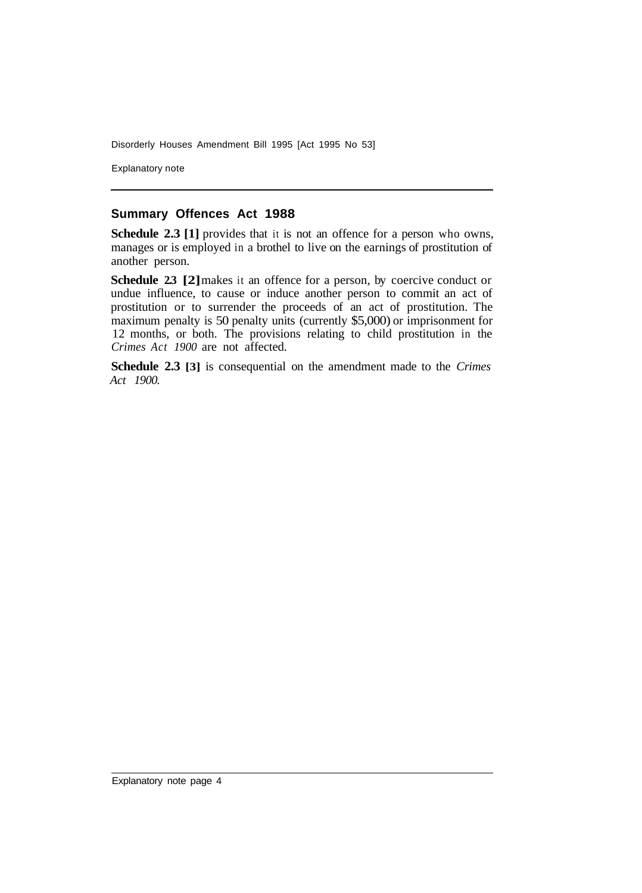## Summary Offences Act 1988

**Schedule 2.3 [1]** provides that it is not an offence for a person who owns, manages or is employed in a brothel to live on the earnings of prostitution of another person.

**Schedule 2.3 [2]** makes it an offence for a person, by coercive conduct or undue influence, to cause or induce another person to commit an act of prostitution or to surrender the proceeds of an act of prostitution. The maximum penalty is 50 penalty units (currently $5,000) or imprisonment for 12 months, or both. The provisions relating to child prostitution in the *Crimes Act 1900* are not affected.

**Schedule 2.3 [3]** is consequential on the amendment made to the *Crimes Act 1900.*